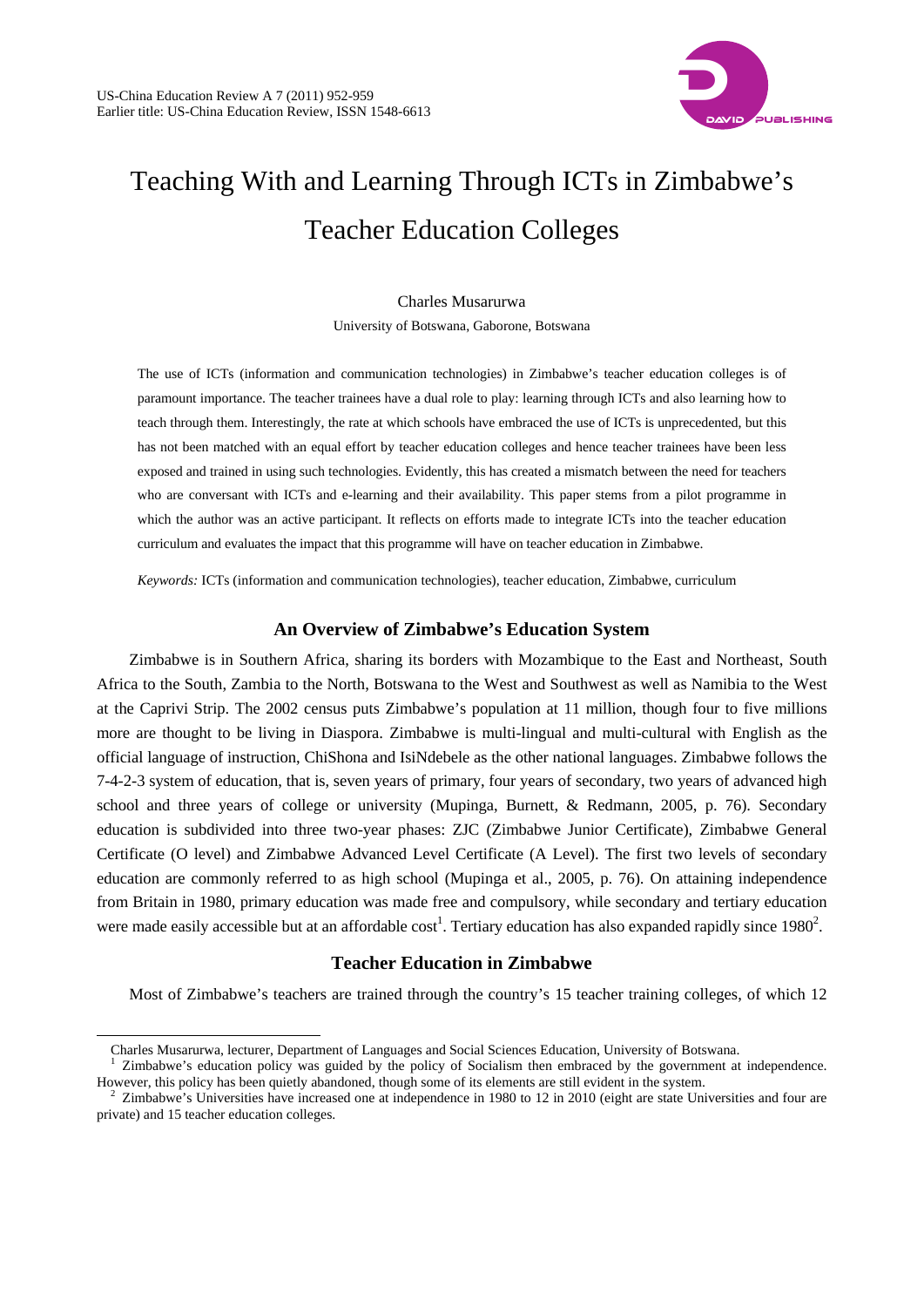# Teaching With and Learning Through ICTs in Zimbabwe's Teacher Education Colleges

Charles Musarurwa

University of Botswana, Gaborone, Botswana

The use of ICTs (information and communication technologies) in Zimbabwe's teacher education colleges is of paramount importance. The teacher trainees have a dual role to play: learning through ICTs and also learning how to teach through them. Interestingly, the rate at which schools have embraced the use of ICTs is unprecedented, but this has not been matched with an equal effort by teacher education colleges and hence teacher trainees have been less exposed and trained in using such technologies. Evidently, this has created a mismatch between the need for teachers who are conversant with ICTs and e-learning and their availability. This paper stems from a pilot programme in which the author was an active participant. It reflects on efforts made to integrate ICTs into the teacher education curriculum and evaluates the impact that this programme will have on teacher education in Zimbabwe.

*Keywords:* ICTs (information and communication technologies), teacher education, Zimbabwe, curriculum

## An Overview of Zimbabwe's Education System

Zimbabwe is in Southern Africa, sharing its borders with Mozambique to the East and Northeast, South Africa to the South, Zambia to the North, Botswana to the West and Southwest as well as Namibia to the West at the Caprivi Strip. The 2002 census puts Zimbabwe's population at 11 million, though four to five millions more are thought to be living in Diaspora. Zimbabwe is multi-lingual and multi-cultural with English as the official language of instruction, ChiShona and IsiNdebele as the other national languages. Zimbabwe follows the 7-4-2-3 system of education, that is, seven years of primary, four years of secondary, two years of advanced high school and three years of college or university (Mupinga, Burnett, & Redmann, 2005, p. 76). Secondary education is subdivided into three two-year phases: ZJC (Zimbabwe Junior Certificate), Zimbabwe General Certificate (O level) and Zimbabwe Advanced Level Certificate (A Level). The first two levels of secondary education are commonly referred to as high school (Mupinga et al., 2005, p. 76). On attaining independence from Britain in 1980, primary education was made free and compulsory, while secondary and tertiary education were made easily accessible but at an affordable cost[1]. Tertiary education has also expanded rapidly since 1980[2].

## Teacher Education in Zimbabwe

Most of Zimbabwe's teachers are trained through the country's 15 teacher training colleges, of which 12

---

Charles Musarurwa, lecturer, Department of Languages and Social Sciences Education, University of Botswana.

[1] Zimbabwe's education policy was guided by the policy of Socialism then embraced by the government at independence. However, this policy has been quietly abandoned, though some of its elements are still evident in the system.

[2] Zimbabwe's Universities have increased one at independence in 1980 to 12 in 2010 (eight are state Universities and four are private) and 15 teacher education colleges.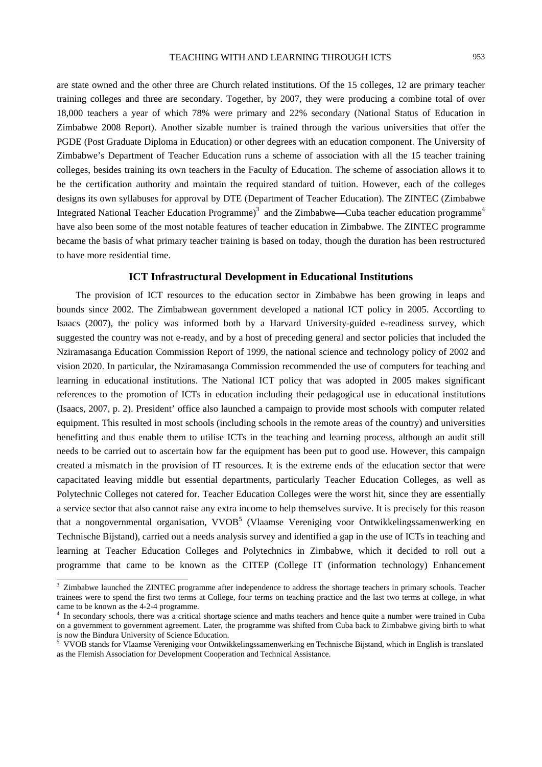are state owned and the other three are Church related institutions. Of the 15 colleges, 12 are primary teacher training colleges and three are secondary. Together, by 2007, they were producing a combine total of over 18,000 teachers a year of which 78% were primary and 22% secondary (National Status of Education in Zimbabwe 2008 Report). Another sizable number is trained through the various universities that offer the PGDE (Post Graduate Diploma in Education) or other degrees with an education component. The University of Zimbabwe's Department of Teacher Education runs a scheme of association with all the 15 teacher training colleges, besides training its own teachers in the Faculty of Education. The scheme of association allows it to be the certification authority and maintain the required standard of tuition. However, each of the colleges designs its own syllabuses for approval by DTE (Department of Teacher Education). The ZINTEC (Zimbabwe Integrated National Teacher Education Programme)[3] and the Zimbabwe—Cuba teacher education programme[4] have also been some of the most notable features of teacher education in Zimbabwe. The ZINTEC programme became the basis of what primary teacher training is based on today, though the duration has been restructured to have more residential time.

## ICT Infrastructural Development in Educational Institutions

The provision of ICT resources to the education sector in Zimbabwe has been growing in leaps and bounds since 2002. The Zimbabwean government developed a national ICT policy in 2005. According to Isaacs (2007), the policy was informed both by a Harvard University-guided e-readiness survey, which suggested the country was not e-ready, and by a host of preceding general and sector policies that included the Nziramasanga Education Commission Report of 1999, the national science and technology policy of 2002 and vision 2020. In particular, the Nziramasanga Commission recommended the use of computers for teaching and learning in educational institutions. The National ICT policy that was adopted in 2005 makes significant references to the promotion of ICTs in education including their pedagogical use in educational institutions (Isaacs, 2007, p. 2). President' office also launched a campaign to provide most schools with computer related equipment. This resulted in most schools (including schools in the remote areas of the country) and universities benefitting and thus enable them to utilise ICTs in the teaching and learning process, although an audit still needs to be carried out to ascertain how far the equipment has been put to good use. However, this campaign created a mismatch in the provision of IT resources. It is the extreme ends of the education sector that were capacitated leaving middle but essential departments, particularly Teacher Education Colleges, as well as Polytechnic Colleges not catered for. Teacher Education Colleges were the worst hit, since they are essentially a service sector that also cannot raise any extra income to help themselves survive. It is precisely for this reason that a nongovernmental organisation, VVOB[5] (Vlaamse Vereniging voor Ontwikkelingssamenwerking en Technische Bijstand), carried out a needs analysis survey and identified a gap in the use of ICTs in teaching and learning at Teacher Education Colleges and Polytechnics in Zimbabwe, which it decided to roll out a programme that came to be known as the CITEP (College IT (information technology) Enhancement

---

[3] Zimbabwe launched the ZINTEC programme after independence to address the shortage teachers in primary schools. Teacher trainees were to spend the first two terms at College, four terms on teaching practice and the last two terms at college, in what came to be known as the 4-2-4 programme.

[4] In secondary schools, there was a critical shortage science and maths teachers and hence quite a number were trained in Cuba on a government to government agreement. Later, the programme was shifted from Cuba back to Zimbabwe giving birth to what is now the Bindura University of Science Education.

[5] VVOB stands for Vlaamse Vereniging voor Ontwikkelingssamenwerking en Technische Bijstand, which in English is translated as the Flemish Association for Development Cooperation and Technical Assistance.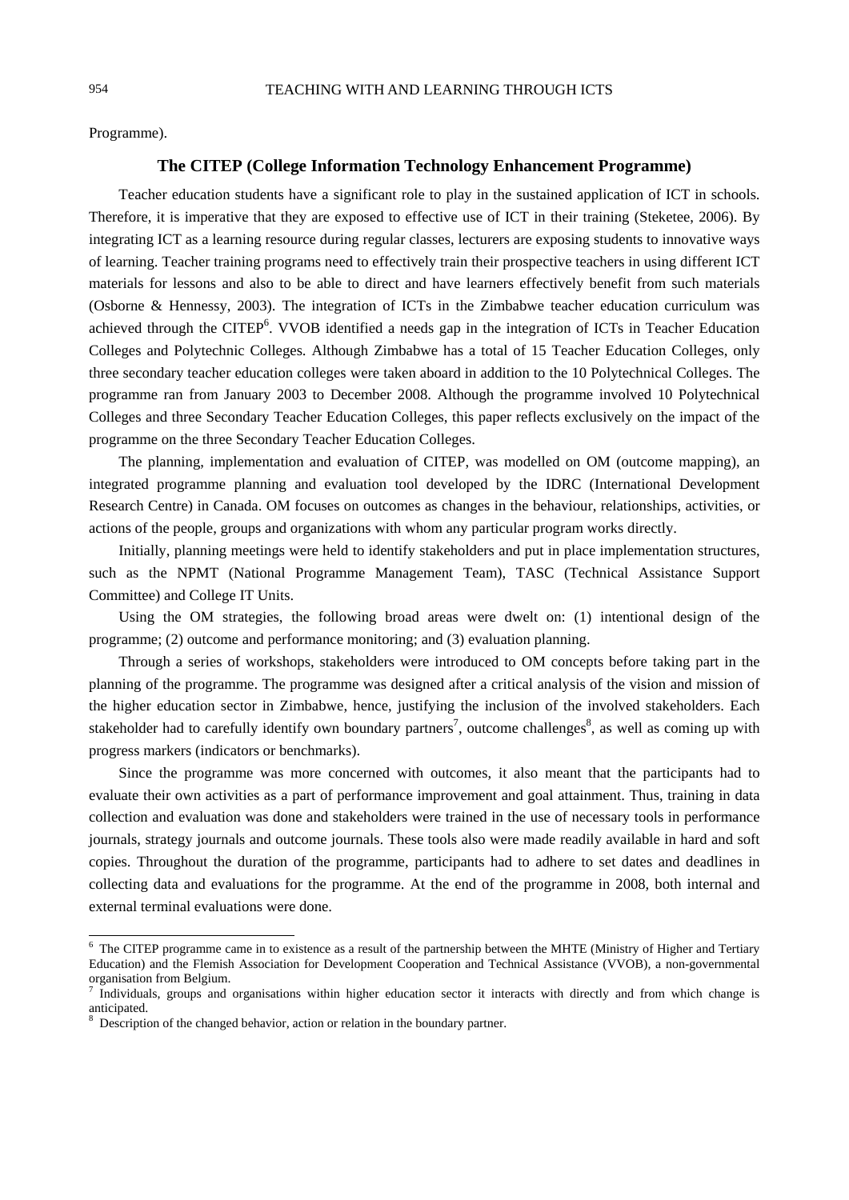Programme).

## The CITEP (College Information Technology Enhancement Programme)

Teacher education students have a significant role to play in the sustained application of ICT in schools. Therefore, it is imperative that they are exposed to effective use of ICT in their training (Steketee, 2006). By integrating ICT as a learning resource during regular classes, lecturers are exposing students to innovative ways of learning. Teacher training programs need to effectively train their prospective teachers in using different ICT materials for lessons and also to be able to direct and have learners effectively benefit from such materials (Osborne & Hennessy, 2003). The integration of ICTs in the Zimbabwe teacher education curriculum was achieved through the CITEP[6]. VVOB identified a needs gap in the integration of ICTs in Teacher Education Colleges and Polytechnic Colleges. Although Zimbabwe has a total of 15 Teacher Education Colleges, only three secondary teacher education colleges were taken aboard in addition to the 10 Polytechnical Colleges. The programme ran from January 2003 to December 2008. Although the programme involved 10 Polytechnical Colleges and three Secondary Teacher Education Colleges, this paper reflects exclusively on the impact of the programme on the three Secondary Teacher Education Colleges.

The planning, implementation and evaluation of CITEP, was modelled on OM (outcome mapping), an integrated programme planning and evaluation tool developed by the IDRC (International Development Research Centre) in Canada. OM focuses on outcomes as changes in the behaviour, relationships, activities, or actions of the people, groups and organizations with whom any particular program works directly.

Initially, planning meetings were held to identify stakeholders and put in place implementation structures, such as the NPMT (National Programme Management Team), TASC (Technical Assistance Support Committee) and College IT Units.

Using the OM strategies, the following broad areas were dwelt on: (1) intentional design of the programme; (2) outcome and performance monitoring; and (3) evaluation planning.

Through a series of workshops, stakeholders were introduced to OM concepts before taking part in the planning of the programme. The programme was designed after a critical analysis of the vision and mission of the higher education sector in Zimbabwe, hence, justifying the inclusion of the involved stakeholders. Each stakeholder had to carefully identify own boundary partners[7], outcome challenges[8], as well as coming up with progress markers (indicators or benchmarks).

Since the programme was more concerned with outcomes, it also meant that the participants had to evaluate their own activities as a part of performance improvement and goal attainment. Thus, training in data collection and evaluation was done and stakeholders were trained in the use of necessary tools in performance journals, strategy journals and outcome journals. These tools also were made readily available in hard and soft copies. Throughout the duration of the programme, participants had to adhere to set dates and deadlines in collecting data and evaluations for the programme. At the end of the programme in 2008, both internal and external terminal evaluations were done.

---

[6] The CITEP programme came in to existence as a result of the partnership between the MHTE (Ministry of Higher and Tertiary Education) and the Flemish Association for Development Cooperation and Technical Assistance (VVOB), a non-governmental organisation from Belgium.

[7] Individuals, groups and organisations within higher education sector it interacts with directly and from which change is anticipated.

[8] Description of the changed behavior, action or relation in the boundary partner.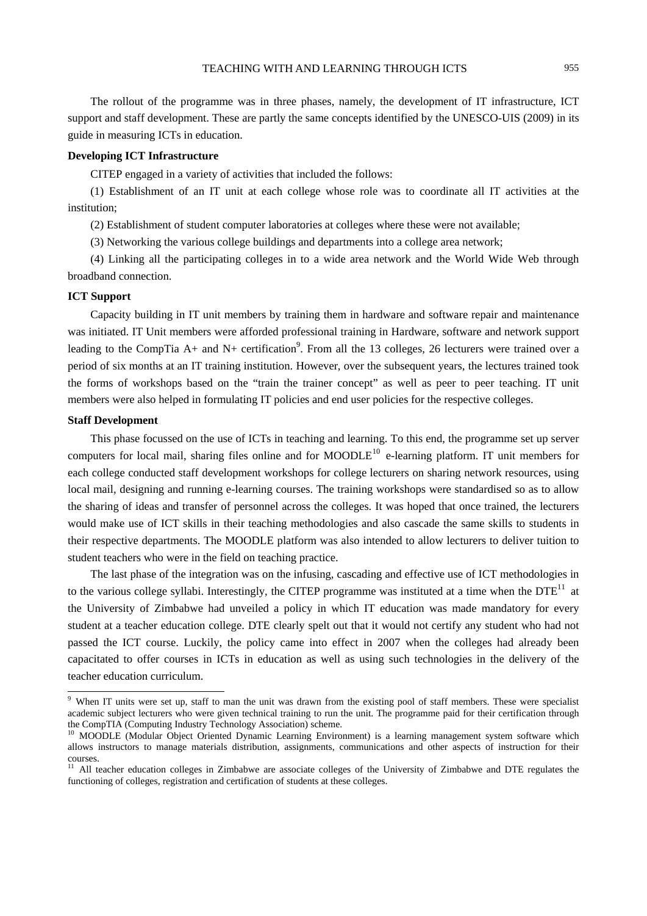The rollout of the programme was in three phases, namely, the development of IT infrastructure, ICT support and staff development. These are partly the same concepts identified by the UNESCO-UIS (2009) in its guide in measuring ICTs in education.

**Developing ICT Infrastructure**

CITEP engaged in a variety of activities that included the follows:

(1) Establishment of an IT unit at each college whose role was to coordinate all IT activities at the institution;

(2) Establishment of student computer laboratories at colleges where these were not available;

(3) Networking the various college buildings and departments into a college area network;

(4) Linking all the participating colleges in to a wide area network and the World Wide Web through broadband connection.

**ICT Support**

Capacity building in IT unit members by training them in hardware and software repair and maintenance was initiated. IT Unit members were afforded professional training in Hardware, software and network support leading to the CompTia A+ and N+ certification[9]. From all the 13 colleges, 26 lecturers were trained over a period of six months at an IT training institution. However, over the subsequent years, the lectures trained took the forms of workshops based on the "train the trainer concept" as well as peer to peer teaching. IT unit members were also helped in formulating IT policies and end user policies for the respective colleges.

**Staff Development**

This phase focussed on the use of ICTs in teaching and learning. To this end, the programme set up server computers for local mail, sharing files online and for MOODLE[10] e-learning platform. IT unit members for each college conducted staff development workshops for college lecturers on sharing network resources, using local mail, designing and running e-learning courses. The training workshops were standardised so as to allow the sharing of ideas and transfer of personnel across the colleges. It was hoped that once trained, the lecturers would make use of ICT skills in their teaching methodologies and also cascade the same skills to students in their respective departments. The MOODLE platform was also intended to allow lecturers to deliver tuition to student teachers who were in the field on teaching practice.

The last phase of the integration was on the infusing, cascading and effective use of ICT methodologies in to the various college syllabi. Interestingly, the CITEP programme was instituted at a time when the DTE[11] at the University of Zimbabwe had unveiled a policy in which IT education was made mandatory for every student at a teacher education college. DTE clearly spelt out that it would not certify any student who had not passed the ICT course. Luckily, the policy came into effect in 2007 when the colleges had already been capacitated to offer courses in ICTs in education as well as using such technologies in the delivery of the teacher education curriculum.

---

[9] When IT units were set up, staff to man the unit was drawn from the existing pool of staff members. These were specialist academic subject lecturers who were given technical training to run the unit. The programme paid for their certification through the CompTIA (Computing Industry Technology Association) scheme.

[10] MOODLE (Modular Object Oriented Dynamic Learning Environment) is a learning management system software which allows instructors to manage materials distribution, assignments, communications and other aspects of instruction for their courses.

[11] All teacher education colleges in Zimbabwe are associate colleges of the University of Zimbabwe and DTE regulates the functioning of colleges, registration and certification of students at these colleges.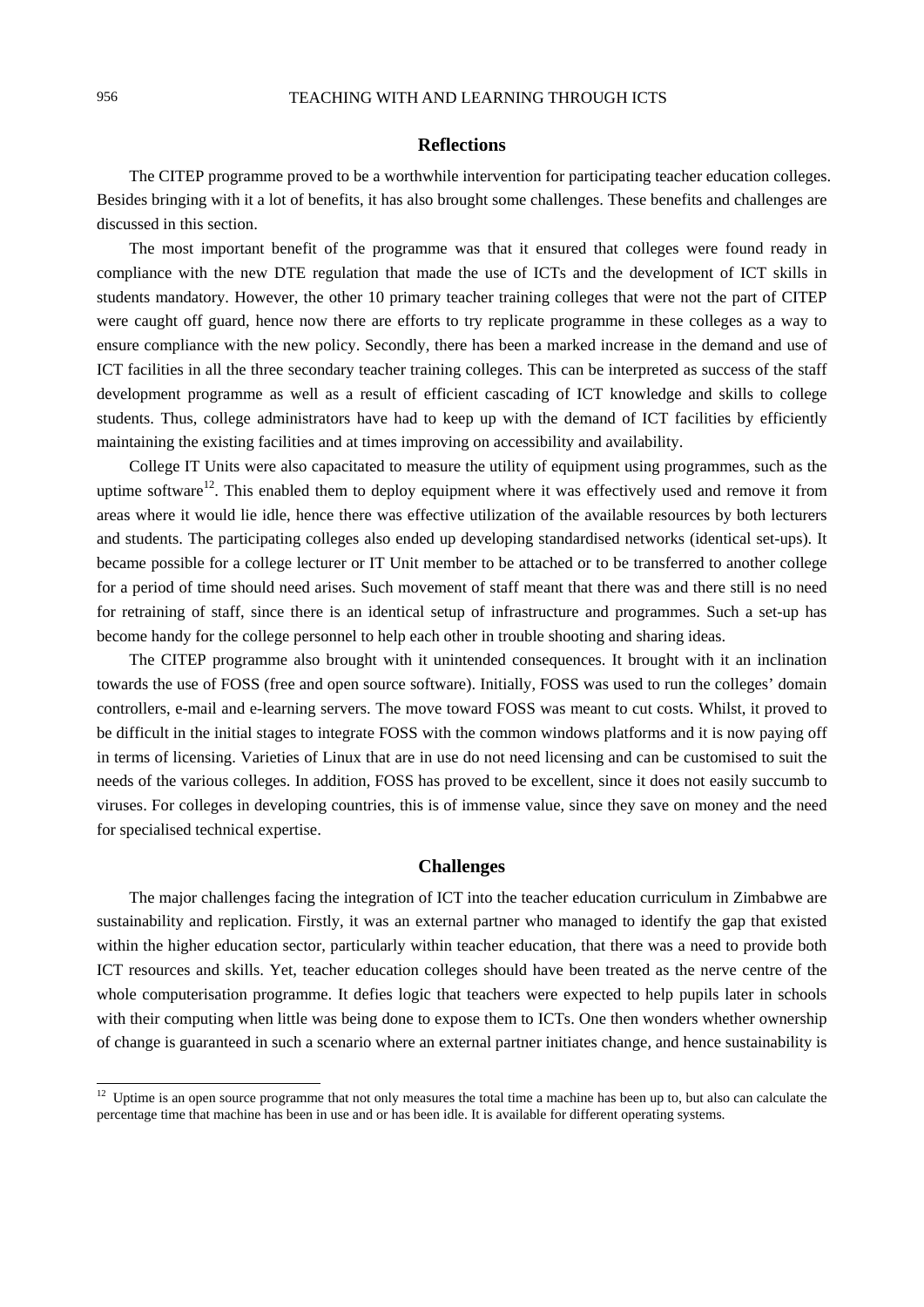## Reflections

The CITEP programme proved to be a worthwhile intervention for participating teacher education colleges. Besides bringing with it a lot of benefits, it has also brought some challenges. These benefits and challenges are discussed in this section.

The most important benefit of the programme was that it ensured that colleges were found ready in compliance with the new DTE regulation that made the use of ICTs and the development of ICT skills in students mandatory. However, the other 10 primary teacher training colleges that were not the part of CITEP were caught off guard, hence now there are efforts to try replicate programme in these colleges as a way to ensure compliance with the new policy. Secondly, there has been a marked increase in the demand and use of ICT facilities in all the three secondary teacher training colleges. This can be interpreted as success of the staff development programme as well as a result of efficient cascading of ICT knowledge and skills to college students. Thus, college administrators have had to keep up with the demand of ICT facilities by efficiently maintaining the existing facilities and at times improving on accessibility and availability.

College IT Units were also capacitated to measure the utility of equipment using programmes, such as the uptime software[12]. This enabled them to deploy equipment where it was effectively used and remove it from areas where it would lie idle, hence there was effective utilization of the available resources by both lecturers and students. The participating colleges also ended up developing standardised networks (identical set-ups). It became possible for a college lecturer or IT Unit member to be attached or to be transferred to another college for a period of time should need arises. Such movement of staff meant that there was and there still is no need for retraining of staff, since there is an identical setup of infrastructure and programmes. Such a set-up has become handy for the college personnel to help each other in trouble shooting and sharing ideas.

The CITEP programme also brought with it unintended consequences. It brought with it an inclination towards the use of FOSS (free and open source software). Initially, FOSS was used to run the colleges' domain controllers, e-mail and e-learning servers. The move toward FOSS was meant to cut costs. Whilst, it proved to be difficult in the initial stages to integrate FOSS with the common windows platforms and it is now paying off in terms of licensing. Varieties of Linux that are in use do not need licensing and can be customised to suit the needs of the various colleges. In addition, FOSS has proved to be excellent, since it does not easily succumb to viruses. For colleges in developing countries, this is of immense value, since they save on money and the need for specialised technical expertise.

## Challenges

The major challenges facing the integration of ICT into the teacher education curriculum in Zimbabwe are sustainability and replication. Firstly, it was an external partner who managed to identify the gap that existed within the higher education sector, particularly within teacher education, that there was a need to provide both ICT resources and skills. Yet, teacher education colleges should have been treated as the nerve centre of the whole computerisation programme. It defies logic that teachers were expected to help pupils later in schools with their computing when little was being done to expose them to ICTs. One then wonders whether ownership of change is guaranteed in such a scenario where an external partner initiates change, and hence sustainability is

---

[12] Uptime is an open source programme that not only measures the total time a machine has been up to, but also can calculate the percentage time that machine has been in use and or has been idle. It is available for different operating systems.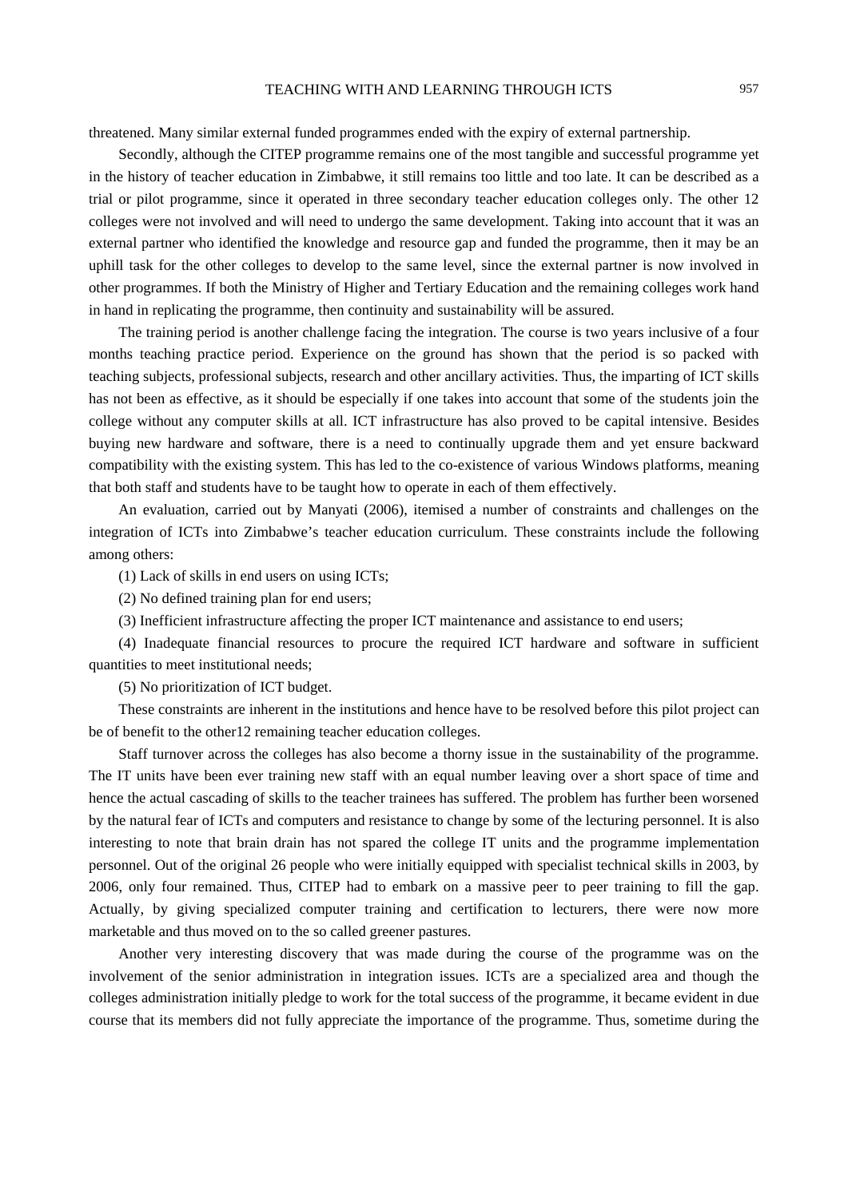threatened. Many similar external funded programmes ended with the expiry of external partnership.

Secondly, although the CITEP programme remains one of the most tangible and successful programme yet in the history of teacher education in Zimbabwe, it still remains too little and too late. It can be described as a trial or pilot programme, since it operated in three secondary teacher education colleges only. The other 12 colleges were not involved and will need to undergo the same development. Taking into account that it was an external partner who identified the knowledge and resource gap and funded the programme, then it may be an uphill task for the other colleges to develop to the same level, since the external partner is now involved in other programmes. If both the Ministry of Higher and Tertiary Education and the remaining colleges work hand in hand in replicating the programme, then continuity and sustainability will be assured.

The training period is another challenge facing the integration. The course is two years inclusive of a four months teaching practice period. Experience on the ground has shown that the period is so packed with teaching subjects, professional subjects, research and other ancillary activities. Thus, the imparting of ICT skills has not been as effective, as it should be especially if one takes into account that some of the students join the college without any computer skills at all. ICT infrastructure has also proved to be capital intensive. Besides buying new hardware and software, there is a need to continually upgrade them and yet ensure backward compatibility with the existing system. This has led to the co-existence of various Windows platforms, meaning that both staff and students have to be taught how to operate in each of them effectively.

An evaluation, carried out by Manyati (2006), itemised a number of constraints and challenges on the integration of ICTs into Zimbabwe's teacher education curriculum. These constraints include the following among others:

(1) Lack of skills in end users on using ICTs;

(2) No defined training plan for end users;

(3) Inefficient infrastructure affecting the proper ICT maintenance and assistance to end users;

(4) Inadequate financial resources to procure the required ICT hardware and software in sufficient quantities to meet institutional needs;

(5) No prioritization of ICT budget.

These constraints are inherent in the institutions and hence have to be resolved before this pilot project can be of benefit to the other12 remaining teacher education colleges.

Staff turnover across the colleges has also become a thorny issue in the sustainability of the programme. The IT units have been ever training new staff with an equal number leaving over a short space of time and hence the actual cascading of skills to the teacher trainees has suffered. The problem has further been worsened by the natural fear of ICTs and computers and resistance to change by some of the lecturing personnel. It is also interesting to note that brain drain has not spared the college IT units and the programme implementation personnel. Out of the original 26 people who were initially equipped with specialist technical skills in 2003, by 2006, only four remained. Thus, CITEP had to embark on a massive peer to peer training to fill the gap. Actually, by giving specialized computer training and certification to lecturers, there were now more marketable and thus moved on to the so called greener pastures.

Another very interesting discovery that was made during the course of the programme was on the involvement of the senior administration in integration issues. ICTs are a specialized area and though the colleges administration initially pledge to work for the total success of the programme, it became evident in due course that its members did not fully appreciate the importance of the programme. Thus, sometime during the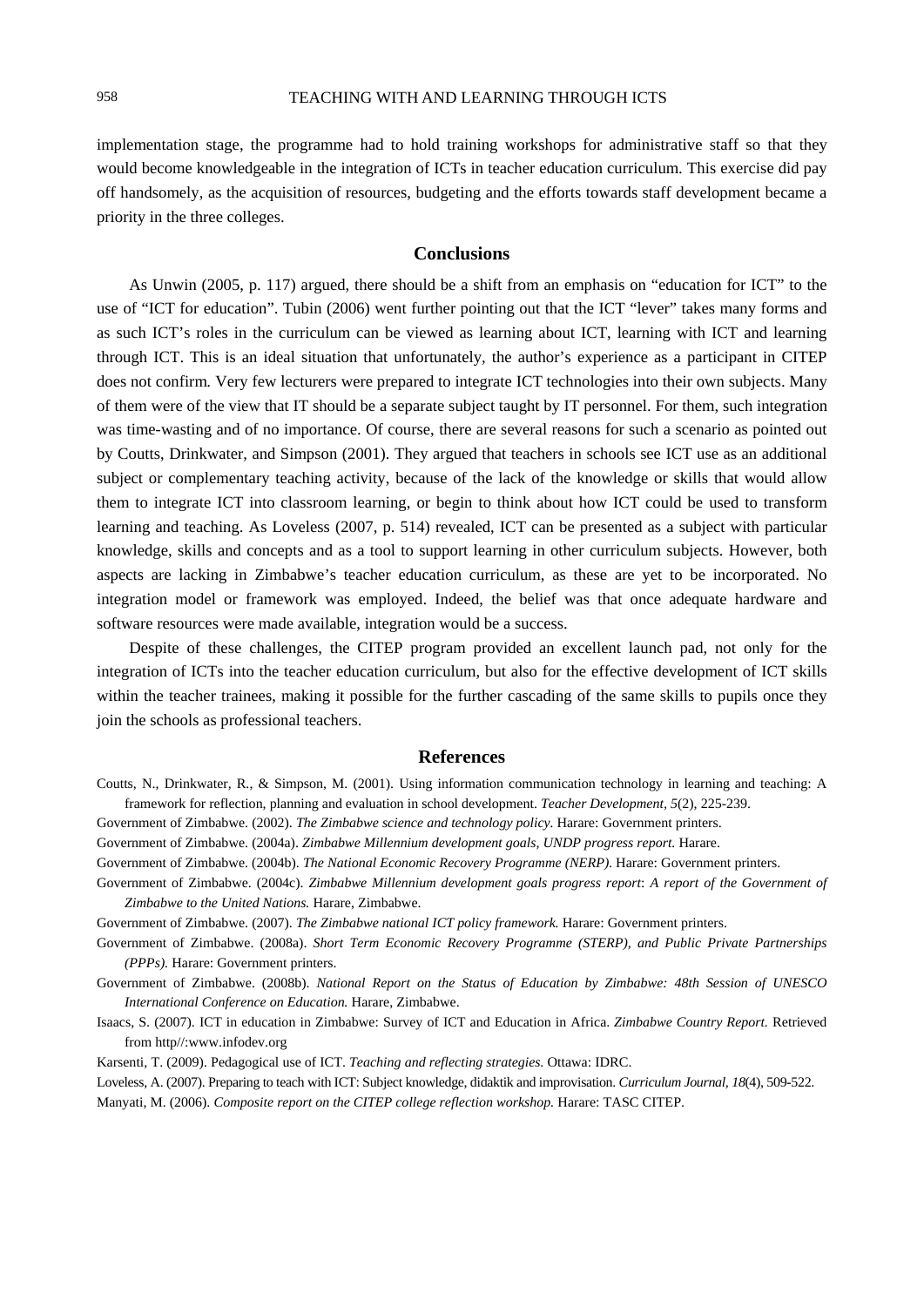implementation stage, the programme had to hold training workshops for administrative staff so that they would become knowledgeable in the integration of ICTs in teacher education curriculum. This exercise did pay off handsomely, as the acquisition of resources, budgeting and the efforts towards staff development became a priority in the three colleges.

## Conclusions

As Unwin (2005, p. 117) argued, there should be a shift from an emphasis on "education for ICT" to the use of "ICT for education". Tubin (2006) went further pointing out that the ICT "lever" takes many forms and as such ICT's roles in the curriculum can be viewed as learning about ICT, learning with ICT and learning through ICT. This is an ideal situation that unfortunately, the author's experience as a participant in CITEP does not confirm. Very few lecturers were prepared to integrate ICT technologies into their own subjects. Many of them were of the view that IT should be a separate subject taught by IT personnel. For them, such integration was time-wasting and of no importance. Of course, there are several reasons for such a scenario as pointed out by Coutts, Drinkwater, and Simpson (2001). They argued that teachers in schools see ICT use as an additional subject or complementary teaching activity, because of the lack of the knowledge or skills that would allow them to integrate ICT into classroom learning, or begin to think about how ICT could be used to transform learning and teaching. As Loveless (2007, p. 514) revealed, ICT can be presented as a subject with particular knowledge, skills and concepts and as a tool to support learning in other curriculum subjects. However, both aspects are lacking in Zimbabwe's teacher education curriculum, as these are yet to be incorporated. No integration model or framework was employed. Indeed, the belief was that once adequate hardware and software resources were made available, integration would be a success.

Despite of these challenges, the CITEP program provided an excellent launch pad, not only for the integration of ICTs into the teacher education curriculum, but also for the effective development of ICT skills within the teacher trainees, making it possible for the further cascading of the same skills to pupils once they join the schools as professional teachers.

## References

Coutts, N., Drinkwater, R., & Simpson, M. (2001). Using information communication technology in learning and teaching: A framework for reflection, planning and evaluation in school development. *Teacher Development, 5*(2), 225-239.

Government of Zimbabwe. (2002). *The Zimbabwe science and technology policy.* Harare: Government printers.

Government of Zimbabwe. (2004a). *Zimbabwe Millennium development goals, UNDP progress report.* Harare.

Government of Zimbabwe. (2004b). *The National Economic Recovery Programme (NERP).* Harare: Government printers.

Government of Zimbabwe. (2004c). *Zimbabwe Millennium development goals progress report*: *A report of the Government of Zimbabwe to the United Nations.* Harare, Zimbabwe.

Government of Zimbabwe. (2007). *The Zimbabwe national ICT policy framework.* Harare: Government printers.

Government of Zimbabwe. (2008a). *Short Term Economic Recovery Programme (STERP), and Public Private Partnerships (PPPs).* Harare: Government printers.

Government of Zimbabwe. (2008b). *National Report on the Status of Education by Zimbabwe: 48th Session of UNESCO International Conference on Education.* Harare, Zimbabwe.

Isaacs, S. (2007). ICT in education in Zimbabwe: Survey of ICT and Education in Africa. *Zimbabwe Country Report.* Retrieved from http//:www.infodev.org

Karsenti, T. (2009). Pedagogical use of ICT. *Teaching and reflecting strategies.* Ottawa: IDRC.

Loveless, A. (2007). Preparing to teach with ICT: Subject knowledge, didaktik and improvisation. *Curriculum Journal, 18*(4), 509-522.

Manyati, M. (2006). *Composite report on the CITEP college reflection workshop.* Harare: TASC CITEP.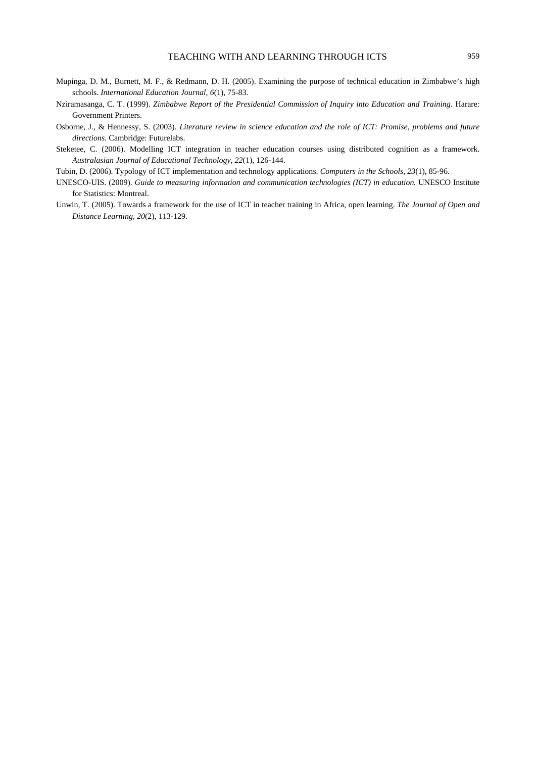Mupinga, D. M., Burnett, M. F., & Redmann, D. H. (2005). Examining the purpose of technical education in Zimbabwe's high schools. *International Education Journal, 6*(1), 75-83.

Nziramasanga, C. T. (1999). *Zimbabwe Report of the Presidential Commission of Inquiry into Education and Training*. Harare: Government Printers.

Osborne, J., & Hennessy, S. (2003). *Literature review in science education and the role of ICT: Promise, problems and future directions.* Cambridge: Futurelabs.

Steketee, C. (2006). Modelling ICT integration in teacher education courses using distributed cognition as a framework. *Australasian Journal of Educational Technology, 22*(1), 126-144.

Tubin, D. (2006). Typology of ICT implementation and technology applications. *Computers in the Schools, 23*(1), 85-96.

UNESCO-UIS. (2009). *Guide to measuring information and communication technologies (ICT) in education.* UNESCO Institute for Statistics: Montreal.

Unwin, T. (2005). Towards a framework for the use of ICT in teacher training in Africa, open learning. *The Journal of Open and Distance Learning, 20*(2), 113-129.